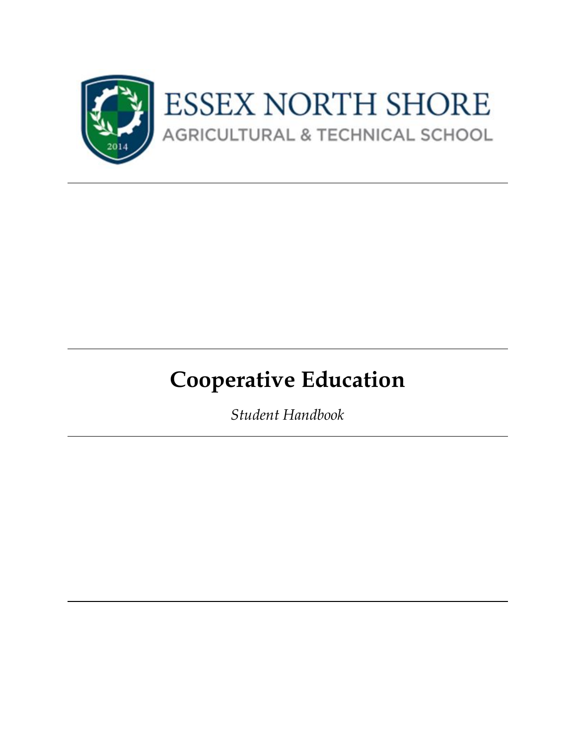ESSEX NORTH SHORE

AGRICULTURAL & TECHNICAL SCHOOL

# Cooperative Education

*Student Handbook*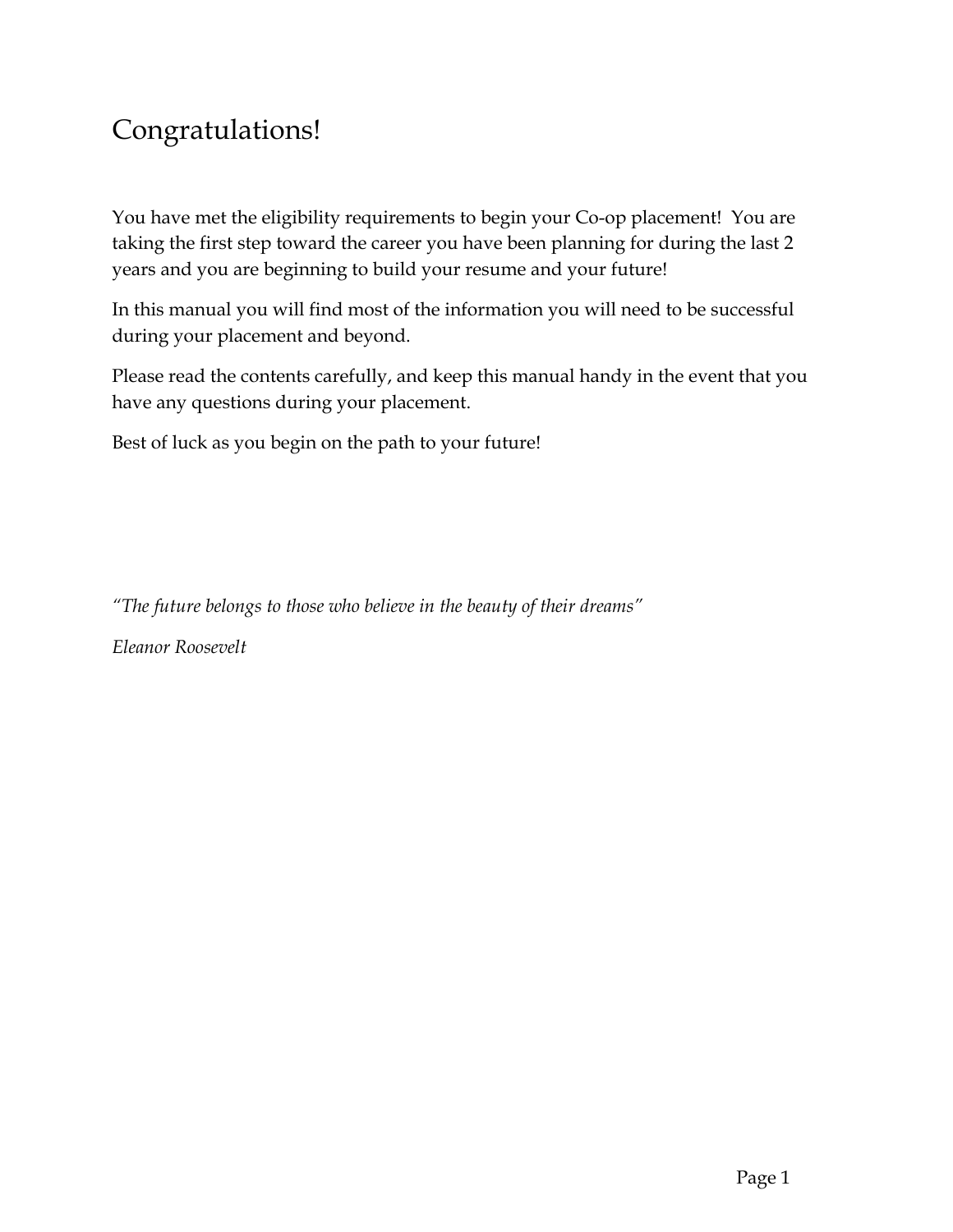# Congratulations!

You have met the eligibility requirements to begin your Co-op placement! You are taking the first step toward the career you have been planning for during the last 2 years and you are beginning to build your resume and your future!

In this manual you will find most of the information you will need to be successful during your placement and beyond.

Please read the contents carefully, and keep this manual handy in the event that you have any questions during your placement.

Best of luck as you begin on the path to your future!

*"The future belongs to those who believe in the beauty of their dreams"*

*Eleanor Roosevelt*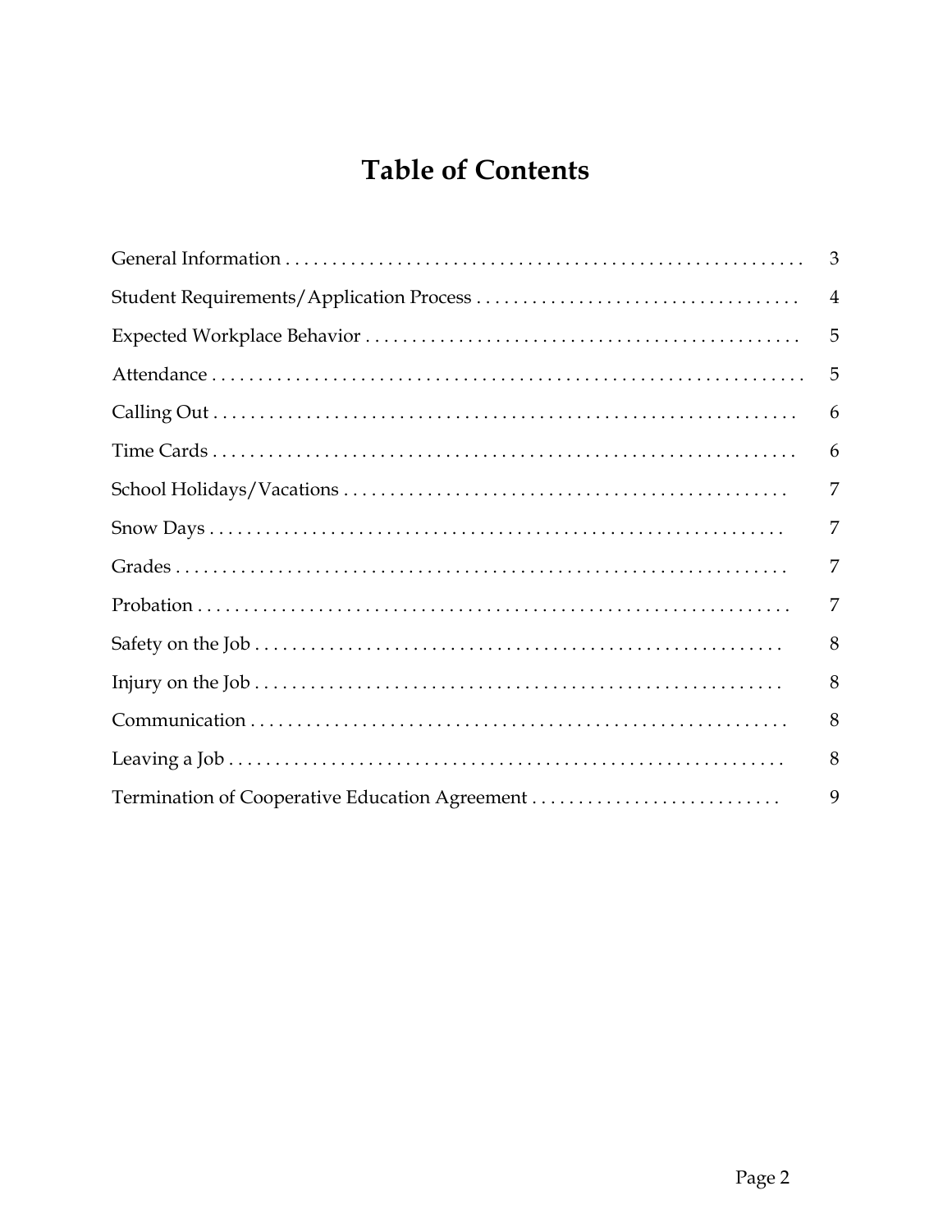# Table of Contents

| | |
|---|---|
| General Information | 3 |
| Student Requirements/Application Process | 4 |
| Expected Workplace Behavior | 5 |
| Attendance | 5 |
| Calling Out | 6 |
| Time Cards | 6 |
| School Holidays/Vacations | 7 |
| Snow Days | 7 |
| Grades | 7 |
| Probation | 7 |
| Safety on the Job | 8 |
| Injury on the Job | 8 |
| Communication | 8 |
| Leaving a Job | 8 |
| Termination of Cooperative Education Agreement | 9 |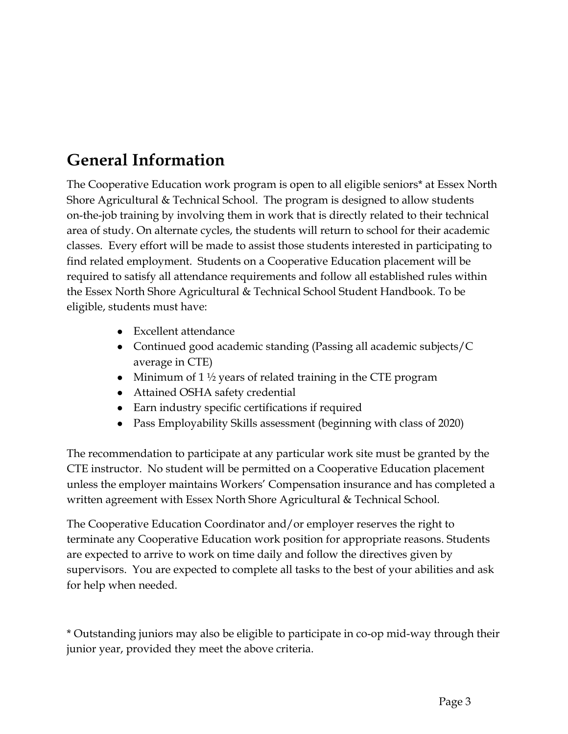## General Information

The Cooperative Education work program is open to all eligible seniors* at Essex North Shore Agricultural & Technical School. The program is designed to allow students on-the-job training by involving them in work that is directly related to their technical area of study. On alternate cycles, the students will return to school for their academic classes. Every effort will be made to assist those students interested in participating to find related employment. Students on a Cooperative Education placement will be required to satisfy all attendance requirements and follow all established rules within the Essex North Shore Agricultural & Technical School Student Handbook. To be eligible, students must have:

- Excellent attendance
- Continued good academic standing (Passing all academic subjects/C average in CTE)
- Minimum of 1 ½ years of related training in the CTE program
- Attained OSHA safety credential
- Earn industry specific certifications if required
- Pass Employability Skills assessment (beginning with class of 2020)

The recommendation to participate at any particular work site must be granted by the CTE instructor. No student will be permitted on a Cooperative Education placement unless the employer maintains Workers' Compensation insurance and has completed a written agreement with Essex North Shore Agricultural & Technical School.

The Cooperative Education Coordinator and/or employer reserves the right to terminate any Cooperative Education work position for appropriate reasons. Students are expected to arrive to work on time daily and follow the directives given by supervisors. You are expected to complete all tasks to the best of your abilities and ask for help when needed.

* Outstanding juniors may also be eligible to participate in co-op mid-way through their junior year, provided they meet the above criteria.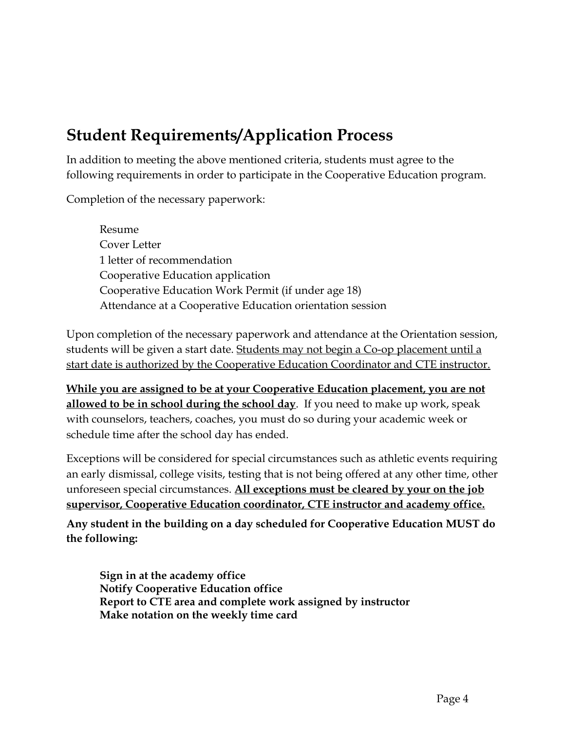## Student Requirements/Application Process

In addition to meeting the above mentioned criteria, students must agree to the following requirements in order to participate in the Cooperative Education program.

Completion of the necessary paperwork:

- Resume
- Cover Letter
- 1 letter of recommendation
- Cooperative Education application
- Cooperative Education Work Permit (if under age 18)
- Attendance at a Cooperative Education orientation session

Upon completion of the necessary paperwork and attendance at the Orientation session, students will be given a start date. <u>Students may not begin a Co-op placement until a start date is authorized by the Cooperative Education Coordinator and CTE instructor.</u>

**<u>While you are assigned to be at your Cooperative Education placement, you are not allowed to be in school during the school day</u>**. If you need to make up work, speak with counselors, teachers, coaches, you must do so during your academic week or schedule time after the school day has ended.

Exceptions will be considered for special circumstances such as athletic events requiring an early dismissal, college visits, testing that is not being offered at any other time, other unforeseen special circumstances. **<u>All exceptions must be cleared by your on the job supervisor, Cooperative Education coordinator, CTE instructor and academy office.</u>**

**Any student in the building on a day scheduled for Cooperative Education MUST do the following:**

- **Sign in at the academy office**
- **Notify Cooperative Education office**
- **Report to CTE area and complete work assigned by instructor**
- **Make notation on the weekly time card**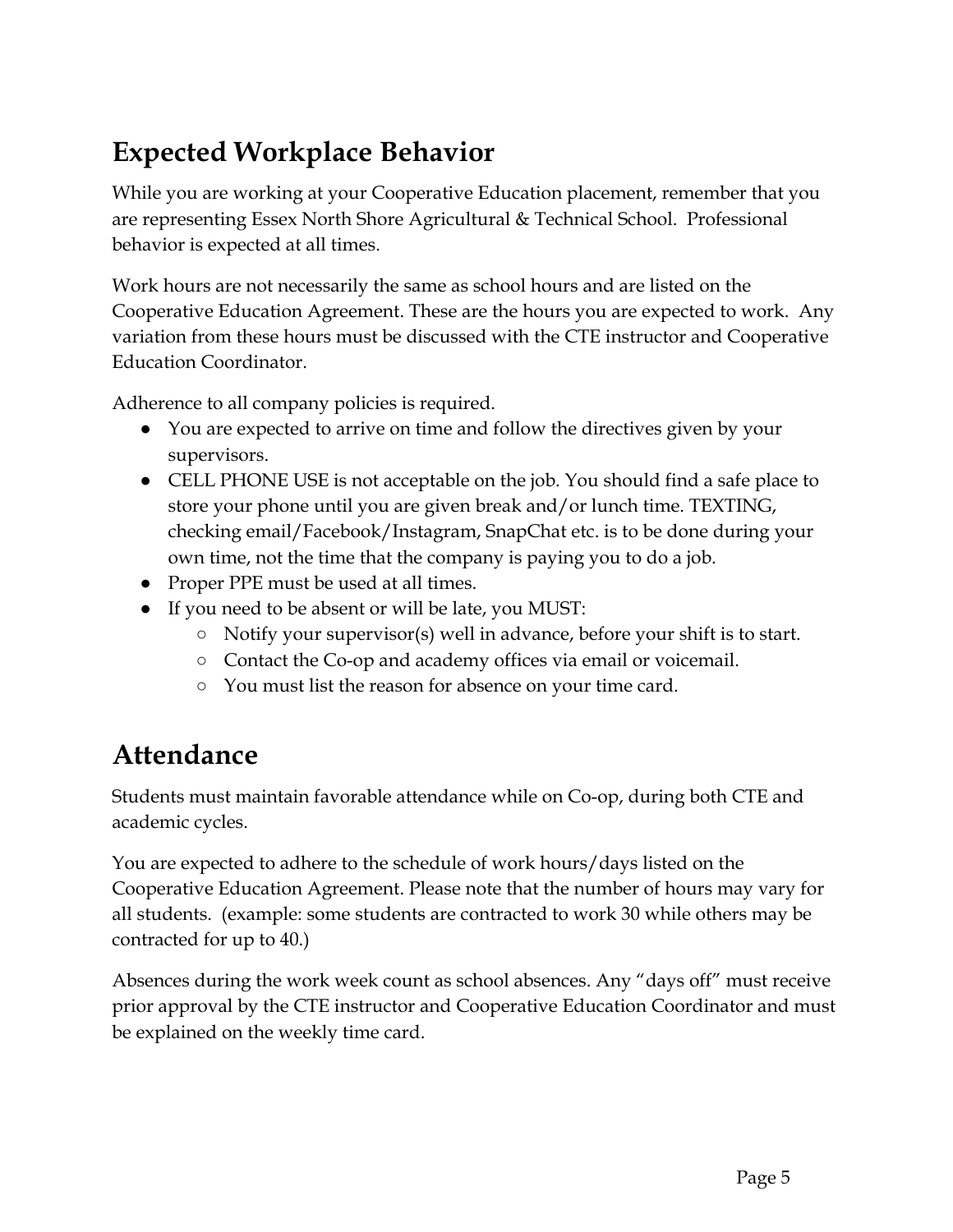## Expected Workplace Behavior

While you are working at your Cooperative Education placement, remember that you are representing Essex North Shore Agricultural & Technical School. Professional behavior is expected at all times.

Work hours are not necessarily the same as school hours and are listed on the Cooperative Education Agreement. These are the hours you are expected to work. Any variation from these hours must be discussed with the CTE instructor and Cooperative Education Coordinator.

Adherence to all company policies is required.

- You are expected to arrive on time and follow the directives given by your supervisors.
- CELL PHONE USE is not acceptable on the job. You should find a safe place to store your phone until you are given break and/or lunch time. TEXTING, checking email/Facebook/Instagram, SnapChat etc. is to be done during your own time, not the time that the company is paying you to do a job.
- Proper PPE must be used at all times.
- If you need to be absent or will be late, you MUST:
    - Notify your supervisor(s) well in advance, before your shift is to start.
    - Contact the Co-op and academy offices via email or voicemail.
    - You must list the reason for absence on your time card.

## Attendance

Students must maintain favorable attendance while on Co-op, during both CTE and academic cycles.

You are expected to adhere to the schedule of work hours/days listed on the Cooperative Education Agreement. Please note that the number of hours may vary for all students. (example: some students are contracted to work 30 while others may be contracted for up to 40.)

Absences during the work week count as school absences. Any "days off" must receive prior approval by the CTE instructor and Cooperative Education Coordinator and must be explained on the weekly time card.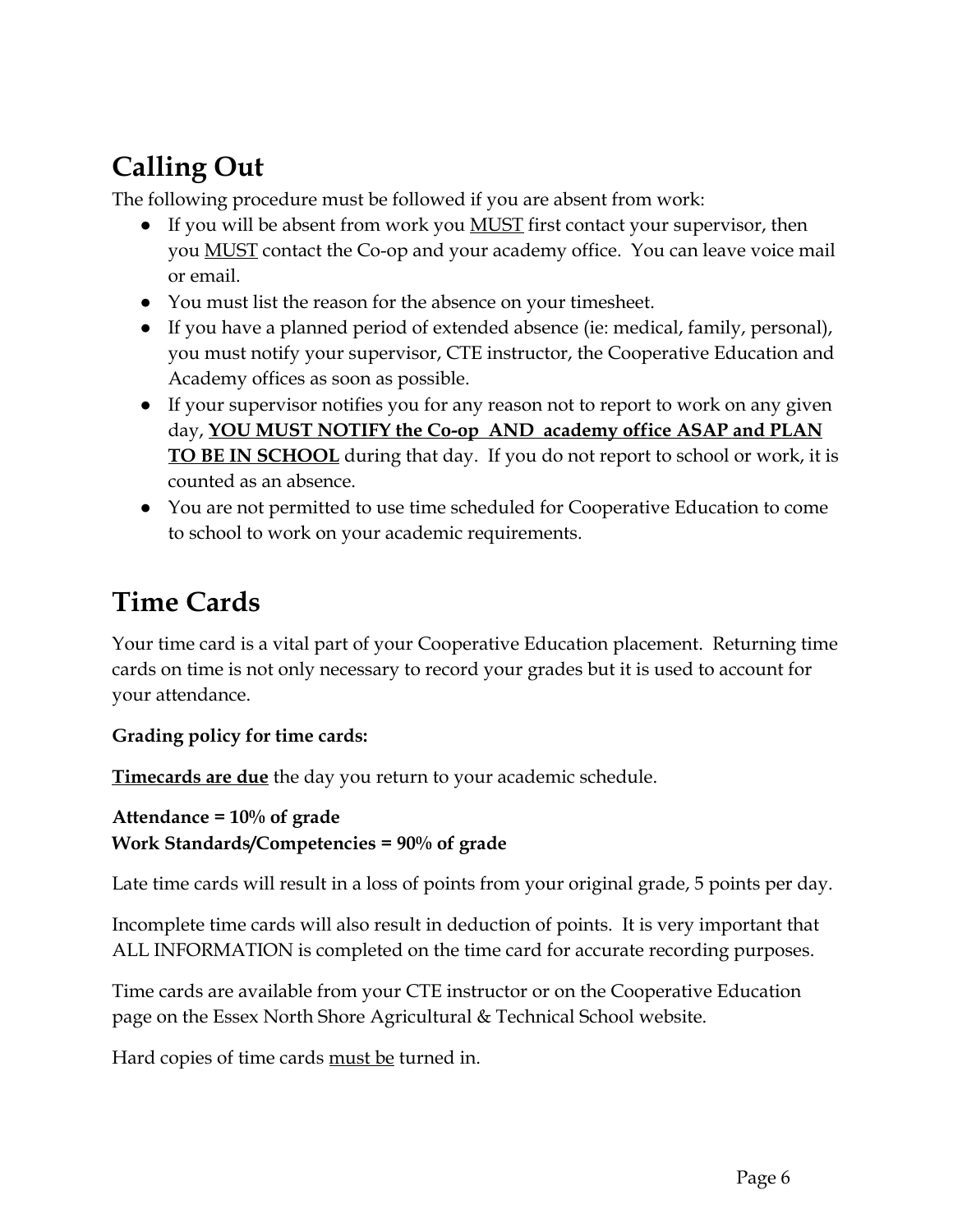## Calling Out

The following procedure must be followed if you are absent from work:

- If you will be absent from work you <u>MUST</u> first contact your supervisor, then you <u>MUST</u> contact the Co-op and your academy office. You can leave voice mail or email.
- You must list the reason for the absence on your timesheet.
- If you have a planned period of extended absence (ie: medical, family, personal), you must notify your supervisor, CTE instructor, the Cooperative Education and Academy offices as soon as possible.
- If your supervisor notifies you for any reason not to report to work on any given day, **<u>YOU MUST NOTIFY the Co-op AND academy office ASAP and PLAN TO BE IN SCHOOL</u>** during that day. If you do not report to school or work, it is counted as an absence.
- You are not permitted to use time scheduled for Cooperative Education to come to school to work on your academic requirements.

## Time Cards

Your time card is a vital part of your Cooperative Education placement. Returning time cards on time is not only necessary to record your grades but it is used to account for your attendance.

**Grading policy for time cards:**

**<u>Timecards are due</u>** the day you return to your academic schedule.

**Attendance = 10% of grade**
**Work Standards/Competencies = 90% of grade**

Late time cards will result in a loss of points from your original grade, 5 points per day.

Incomplete time cards will also result in deduction of points. It is very important that ALL INFORMATION is completed on the time card for accurate recording purposes.

Time cards are available from your CTE instructor or on the Cooperative Education page on the Essex North Shore Agricultural & Technical School website.

Hard copies of time cards <u>must be</u> turned in.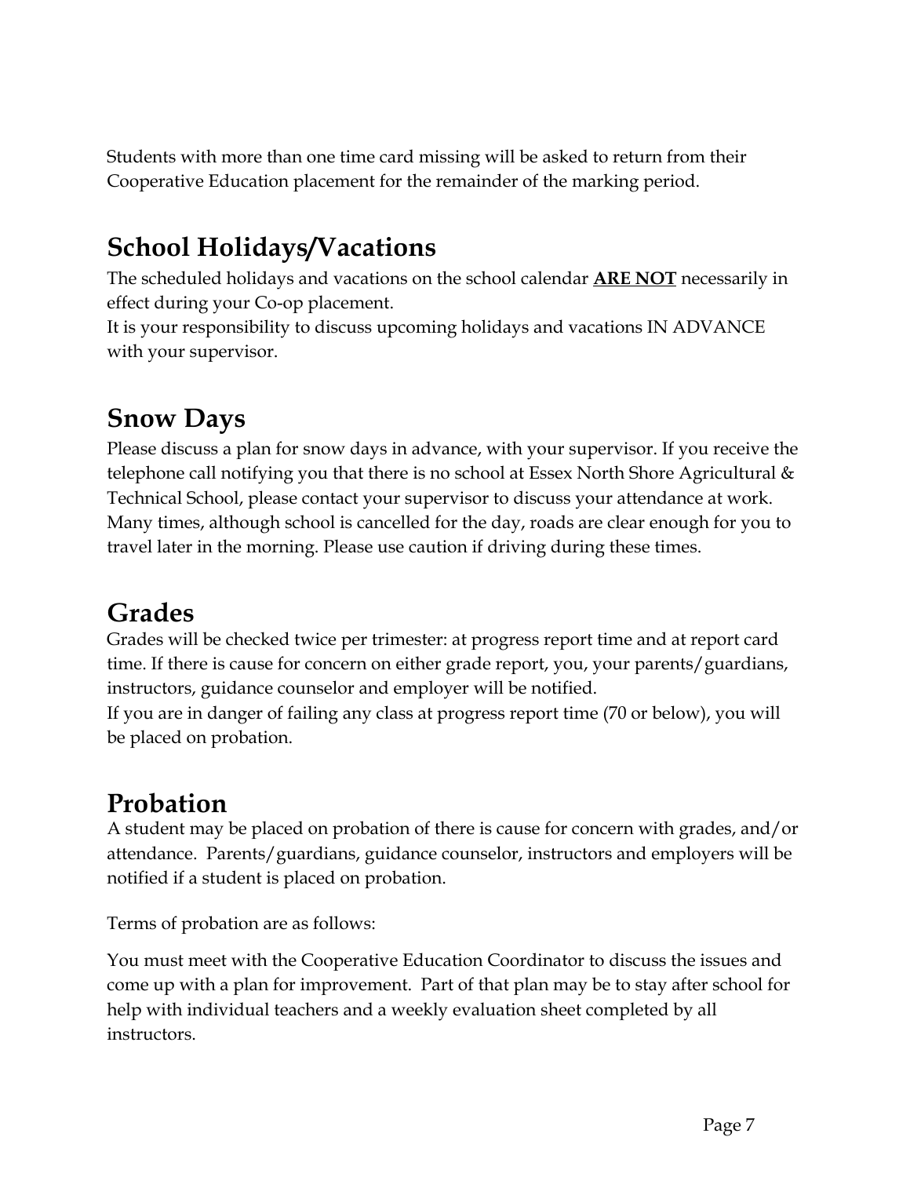Students with more than one time card missing will be asked to return from their Cooperative Education placement for the remainder of the marking period.

## School Holidays/Vacations

The scheduled holidays and vacations on the school calendar **ARE NOT** necessarily in effect during your Co-op placement.
It is your responsibility to discuss upcoming holidays and vacations IN ADVANCE with your supervisor.

## Snow Days

Please discuss a plan for snow days in advance, with your supervisor. If you receive the telephone call notifying you that there is no school at Essex North Shore Agricultural & Technical School, please contact your supervisor to discuss your attendance at work. Many times, although school is cancelled for the day, roads are clear enough for you to travel later in the morning. Please use caution if driving during these times.

## Grades

Grades will be checked twice per trimester: at progress report time and at report card time. If there is cause for concern on either grade report, you, your parents/guardians, instructors, guidance counselor and employer will be notified.
If you are in danger of failing any class at progress report time (70 or below), you will be placed on probation.

## Probation

A student may be placed on probation of there is cause for concern with grades, and/or attendance. Parents/guardians, guidance counselor, instructors and employers will be notified if a student is placed on probation.

Terms of probation are as follows:

You must meet with the Cooperative Education Coordinator to discuss the issues and come up with a plan for improvement. Part of that plan may be to stay after school for help with individual teachers and a weekly evaluation sheet completed by all instructors.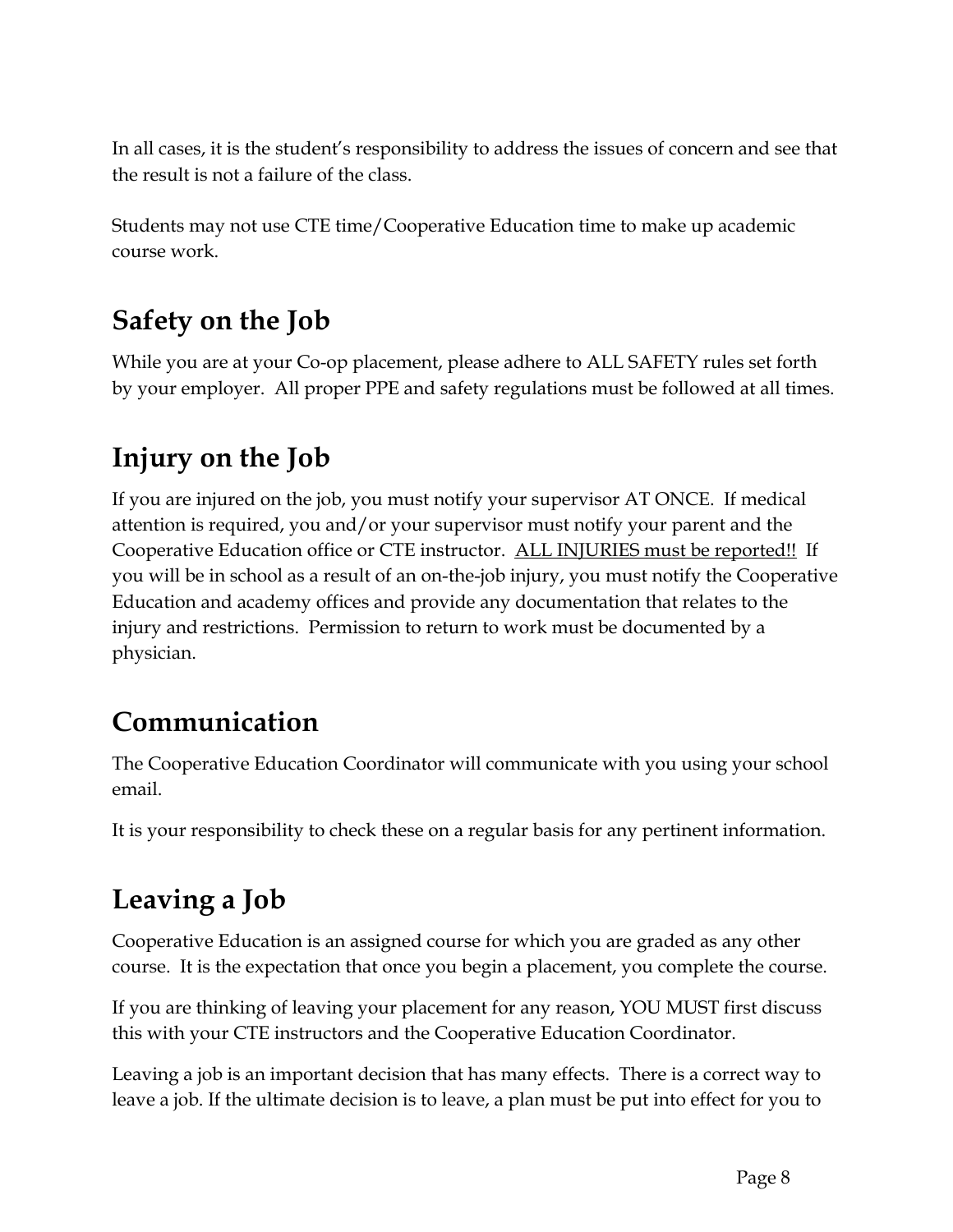In all cases, it is the student's responsibility to address the issues of concern and see that the result is not a failure of the class.

Students may not use CTE time/Cooperative Education time to make up academic course work.

## Safety on the Job

While you are at your Co-op placement, please adhere to ALL SAFETY rules set forth by your employer. All proper PPE and safety regulations must be followed at all times.

## Injury on the Job

If you are injured on the job, you must notify your supervisor AT ONCE. If medical attention is required, you and/or your supervisor must notify your parent and the Cooperative Education office or CTE instructor. <u>ALL INJURIES must be reported!!</u> If you will be in school as a result of an on-the-job injury, you must notify the Cooperative Education and academy offices and provide any documentation that relates to the injury and restrictions. Permission to return to work must be documented by a physician.

## Communication

The Cooperative Education Coordinator will communicate with you using your school email.

It is your responsibility to check these on a regular basis for any pertinent information.

## Leaving a Job

Cooperative Education is an assigned course for which you are graded as any other course. It is the expectation that once you begin a placement, you complete the course.

If you are thinking of leaving your placement for any reason, YOU MUST first discuss this with your CTE instructors and the Cooperative Education Coordinator.

Leaving a job is an important decision that has many effects. There is a correct way to leave a job. If the ultimate decision is to leave, a plan must be put into effect for you to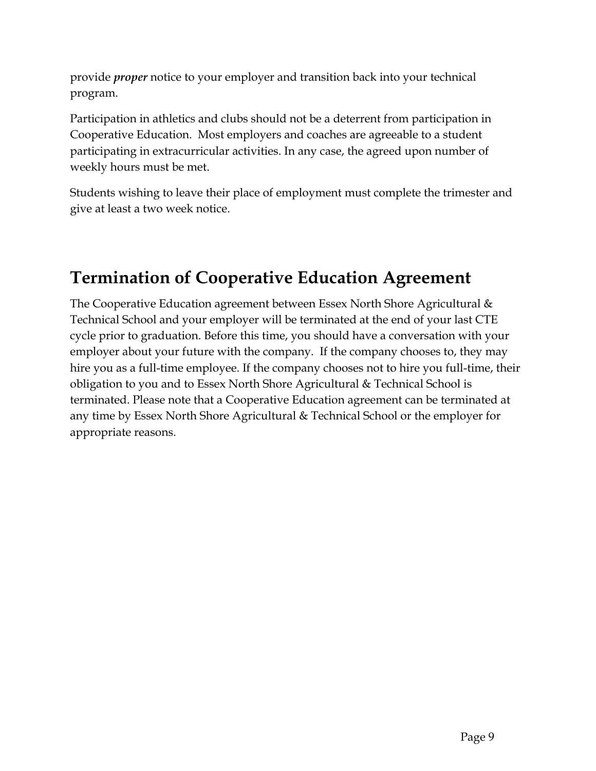provide ***proper*** notice to your employer and transition back into your technical program.

Participation in athletics and clubs should not be a deterrent from participation in Cooperative Education. Most employers and coaches are agreeable to a student participating in extracurricular activities. In any case, the agreed upon number of weekly hours must be met.

Students wishing to leave their place of employment must complete the trimester and give at least a two week notice.

## Termination of Cooperative Education Agreement

The Cooperative Education agreement between Essex North Shore Agricultural & Technical School and your employer will be terminated at the end of your last CTE cycle prior to graduation. Before this time, you should have a conversation with your employer about your future with the company. If the company chooses to, they may hire you as a full-time employee. If the company chooses not to hire you full-time, their obligation to you and to Essex North Shore Agricultural & Technical School is terminated. Please note that a Cooperative Education agreement can be terminated at any time by Essex North Shore Agricultural & Technical School or the employer for appropriate reasons.